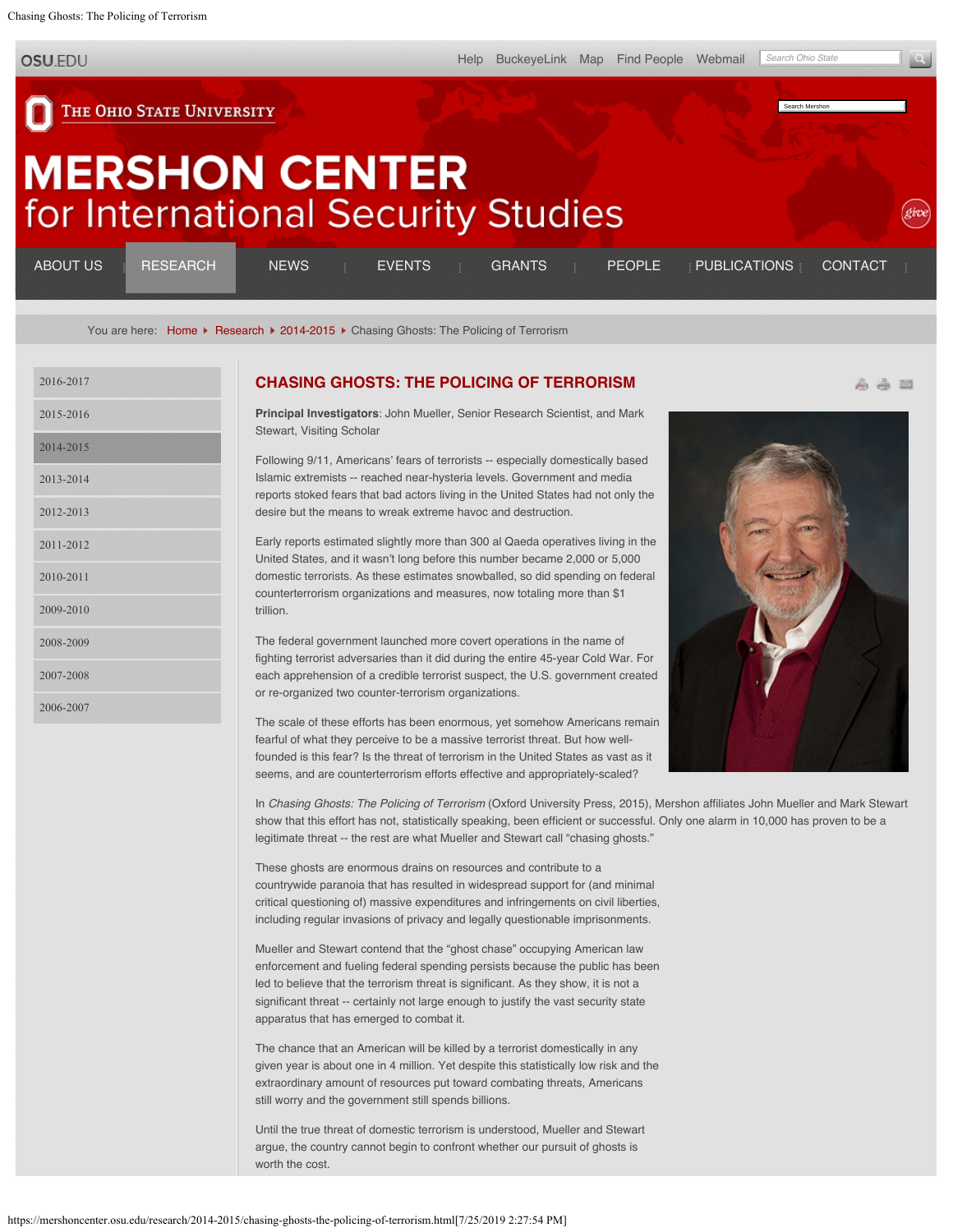# CHASING GHOSTS: THE POLICING OF TERRORISM

**Principal Investigators**: John Mueller, Senior Research Scientist, and Mark Stewart, Visiting Scholar

Following 9/11, Americans' fears of terrorists -- especially domestically based Islamic extremists -- reached near-hysteria levels. Government and media reports stoked fears that bad actors living in the United States had not only the desire but the means to wreak extreme havoc and destruction.

Early reports estimated slightly more than 300 al Qaeda operatives living in the United States, and it wasn't long before this number became 2,000 or 5,000 domestic terrorists. As these estimates snowballed, so did spending on federal counterterrorism organizations and measures, now totaling more than $1 trillion.

The federal government launched more covert operations in the name of fighting terrorist adversaries than it did during the entire 45-year Cold War. For each apprehension of a credible terrorist suspect, the U.S. government created or re-organized two counter-terrorism organizations.

The scale of these efforts has been enormous, yet somehow Americans remain fearful of what they perceive to be a massive terrorist threat. But how well-founded is this fear? Is the threat of terrorism in the United States as vast as it seems, and are counterterrorism efforts effective and appropriately-scaled?

In *Chasing Ghosts: The Policing of Terrorism* (Oxford University Press, 2015), Mershon affiliates John Mueller and Mark Stewart show that this effort has not, statistically speaking, been efficient or successful. Only one alarm in 10,000 has proven to be a legitimate threat -- the rest are what Mueller and Stewart call "chasing ghosts."

These ghosts are enormous drains on resources and contribute to a countrywide paranoia that has resulted in widespread support for (and minimal critical questioning of) massive expenditures and infringements on civil liberties, including regular invasions of privacy and legally questionable imprisonments.

Mueller and Stewart contend that the "ghost chase" occupying American law enforcement and fueling federal spending persists because the public has been led to believe that the terrorism threat is significant. As they show, it is not a significant threat -- certainly not large enough to justify the vast security state apparatus that has emerged to combat it.

The chance that an American will be killed by a terrorist domestically in any given year is about one in 4 million. Yet despite this statistically low risk and the extraordinary amount of resources put toward combating threats, Americans still worry and the government still spends billions.

Until the true threat of domestic terrorism is understood, Mueller and Stewart argue, the country cannot begin to confront whether our pursuit of ghosts is worth the cost.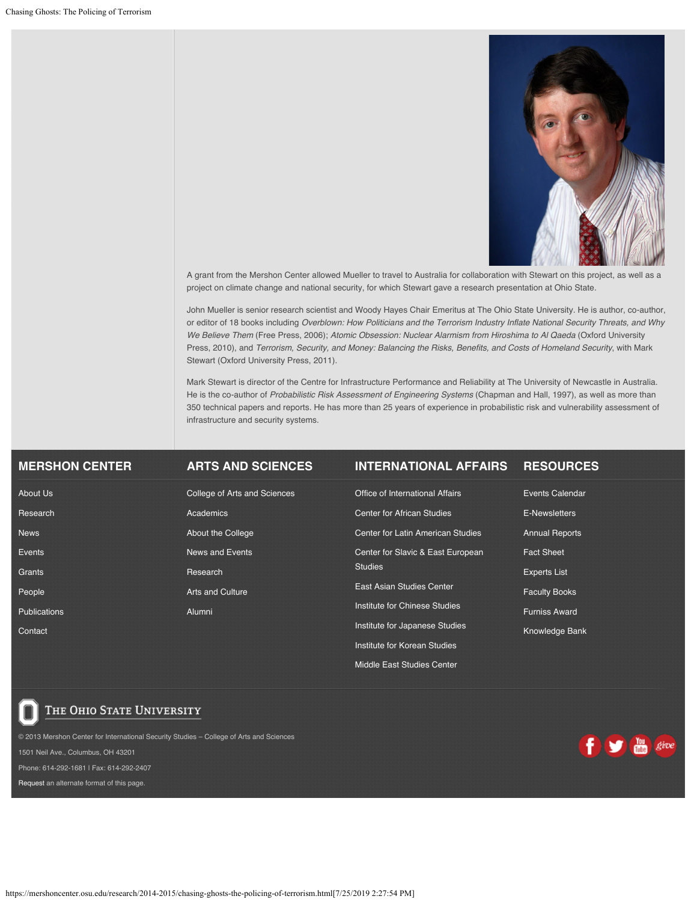A grant from the Mershon Center allowed Mueller to travel to Australia for collaboration with Stewart on this project, as well as a project on climate change and national security, for which Stewart gave a research presentation at Ohio State.

John Mueller is senior research scientist and Woody Hayes Chair Emeritus at The Ohio State University. He is author, co-author, or editor of 18 books including *Overblown: How Politicians and the Terrorism Industry Inflate National Security Threats, and Why We Believe Them* (Free Press, 2006); *Atomic Obsession: Nuclear Alarmism from Hiroshima to Al Qaeda* (Oxford University Press, 2010), and *Terrorism, Security, and Money: Balancing the Risks, Benefits, and Costs of Homeland Security*, with Mark Stewart (Oxford University Press, 2011).

Mark Stewart is director of the Centre for Infrastructure Performance and Reliability at The University of Newcastle in Australia. He is the co-author of *Probabilistic Risk Assessment of Engineering Systems* (Chapman and Hall, 1997), as well as more than 350 technical papers and reports. He has more than 25 years of experience in probabilistic risk and vulnerability assessment of infrastructure and security systems.

## MERSHON CENTER

- About Us
- Research
- News
- Events
- Grants
- People
- Publications
- Contact

## ARTS AND SCIENCES

- College of Arts and Sciences
- Academics
- About the College
- News and Events
- Research
- Arts and Culture
- Alumni

## INTERNATIONAL AFFAIRS

- Office of International Affairs
- Center for African Studies
- Center for Latin American Studies
- Center for Slavic & East European Studies
- East Asian Studies Center
- Institute for Chinese Studies
- Institute for Japanese Studies
- Institute for Korean Studies
- Middle East Studies Center

## RESOURCES

- Events Calendar
- E-Newsletters
- Annual Reports
- Fact Sheet
- Experts List
- Faculty Books
- Furniss Award
- Knowledge Bank

The Ohio State University

© 2013 Mershon Center for International Security Studies – College of Arts and Sciences

1501 Neil Ave., Columbus, OH 43201

Phone: 614-292-1681 | Fax: 614-292-2407

Request an alternate format of this page.